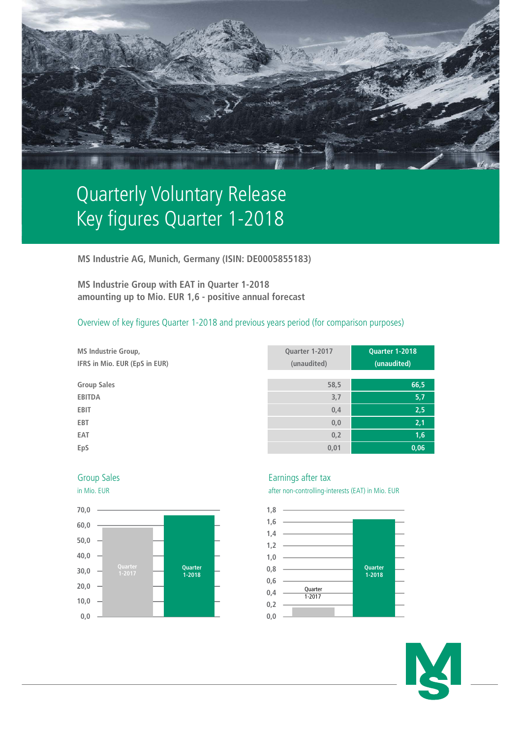# Quarterly Voluntary Release
# Key figures Quarter 1-2018

**MS Industrie AG, Munich, Germany (ISIN: DE0005855183)**

**MS Industrie Group with EAT in Quarter 1-2018 amounting up to Mio. EUR 1,6 - positive annual forecast**

## Overview of key figures Quarter 1-2018 and previous years period (for comparison purposes)

| MS Industrie Group, IFRS in Mio. EUR (EpS in EUR) | Quarter 1-2017 (unaudited) | Quarter 1-2018 (unaudited) |
|---|---|---|
| Group Sales | 58,5 | 66,5 |
| EBITDA | 3,7 | 5,7 |
| EBIT | 0,4 | 2,5 |
| EBT | 0,0 | 2,1 |
| EAT | 0,2 | 1,6 |
| EpS | 0,01 | 0,06 |

### Group Sales

in Mio. EUR

### Earnings after tax

after non-controlling-interests (EAT) in Mio. EUR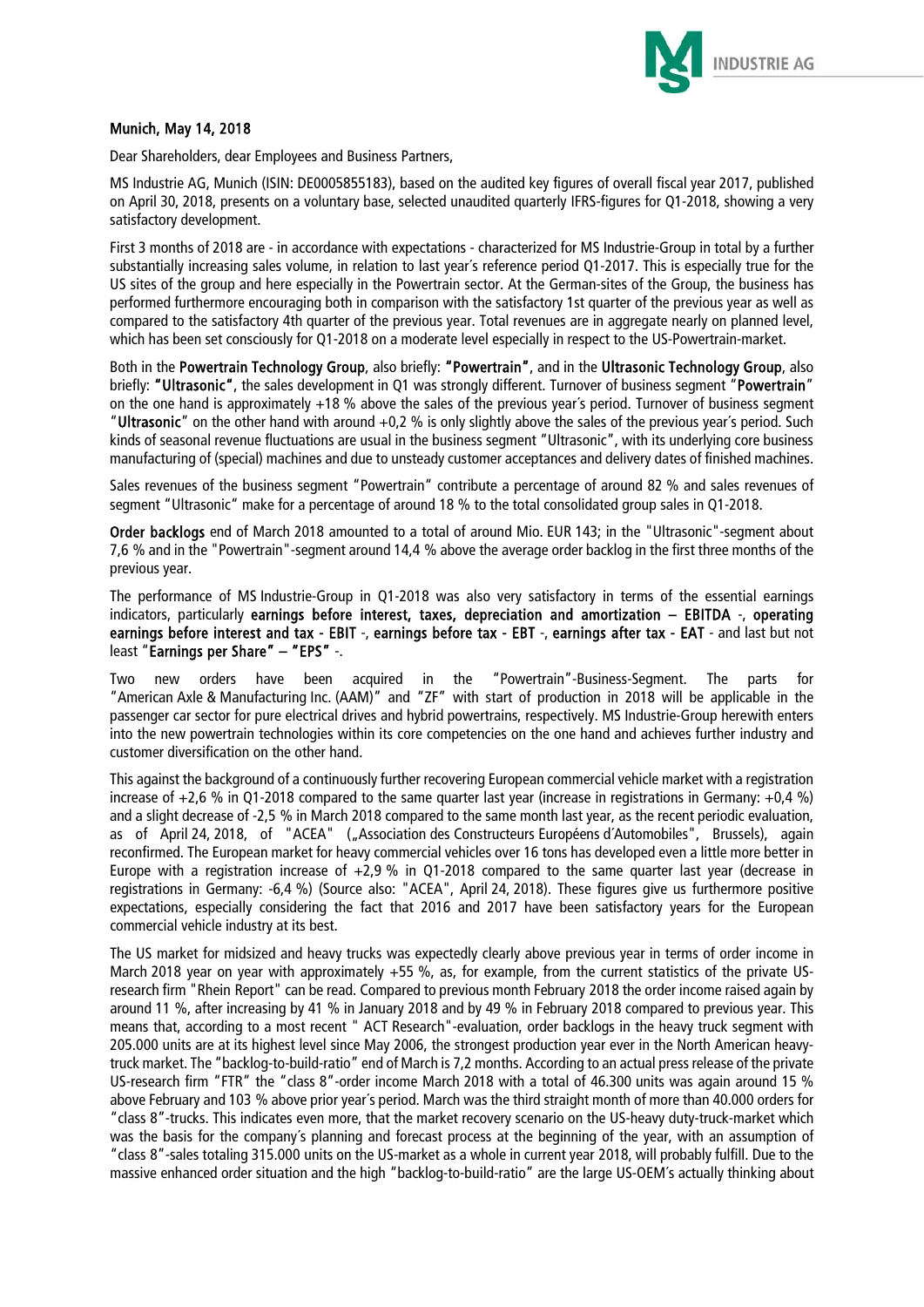**Munich, May 14, 2018**

Dear Shareholders, dear Employees and Business Partners,

MS Industrie AG, Munich (ISIN: DE0005855183), based on the audited key figures of overall fiscal year 2017, published on April 30, 2018, presents on a voluntary base, selected unaudited quarterly IFRS-figures for Q1-2018, showing a very satisfactory development.

First 3 months of 2018 are - in accordance with expectations - characterized for MS Industrie-Group in total by a further substantially increasing sales volume, in relation to last year´s reference period Q1-2017. This is especially true for the US sites of the group and here especially in the Powertrain sector. At the German-sites of the Group, the business has performed furthermore encouraging both in comparison with the satisfactory 1st quarter of the previous year as well as compared to the satisfactory 4th quarter of the previous year. Total revenues are in aggregate nearly on planned level, which has been set consciously for Q1-2018 on a moderate level especially in respect to the US-Powertrain-market.

Both in the **Powertrain Technology Group**, also briefly: **"Powertrain"**, and in the **Ultrasonic Technology Group**, also briefly: **"Ultrasonic"**, the sales development in Q1 was strongly different. Turnover of business segment "**Powertrain**" on the one hand is approximately +18 % above the sales of the previous year´s period. Turnover of business segment "**Ultrasonic**" on the other hand with around +0,2 % is only slightly above the sales of the previous year´s period. Such kinds of seasonal revenue fluctuations are usual in the business segment "Ultrasonic", with its underlying core business manufacturing of (special) machines and due to unsteady customer acceptances and delivery dates of finished machines.

Sales revenues of the business segment "Powertrain" contribute a percentage of around 82 % and sales revenues of segment "Ultrasonic" make for a percentage of around 18 % to the total consolidated group sales in Q1-2018.

**Order backlogs** end of March 2018 amounted to a total of around Mio. EUR 143; in the "Ultrasonic"-segment about 7,6 % and in the "Powertrain"-segment around 14,4 % above the average order backlog in the first three months of the previous year.

The performance of MS Industrie-Group in Q1-2018 was also very satisfactory in terms of the essential earnings indicators, particularly **earnings before interest, taxes, depreciation and amortization – EBITDA** -, **operating earnings before interest and tax - EBIT** -, **earnings before tax - EBT** -, **earnings after tax - EAT** - and last but not least "**Earnings per Share" – "EPS"** -.

Two new orders have been acquired in the "Powertrain"-Business-Segment. The parts for "American Axle & Manufacturing Inc. (AAM)" and "ZF" with start of production in 2018 will be applicable in the passenger car sector for pure electrical drives and hybrid powertrains, respectively. MS Industrie-Group herewith enters into the new powertrain technologies within its core competencies on the one hand and achieves further industry and customer diversification on the other hand.

This against the background of a continuously further recovering European commercial vehicle market with a registration increase of +2,6 % in Q1-2018 compared to the same quarter last year (increase in registrations in Germany: +0,4 %) and a slight decrease of -2,5 % in March 2018 compared to the same month last year, as the recent periodic evaluation, as of April 24, 2018, of "ACEA" („Association des Constructeurs Européens d´Automobiles", Brussels), again reconfirmed. The European market for heavy commercial vehicles over 16 tons has developed even a little more better in Europe with a registration increase of +2,9 % in Q1-2018 compared to the same quarter last year (decrease in registrations in Germany: -6,4 %) (Source also: "ACEA", April 24, 2018). These figures give us furthermore positive expectations, especially considering the fact that 2016 and 2017 have been satisfactory years for the European commercial vehicle industry at its best.

The US market for midsized and heavy trucks was expectedly clearly above previous year in terms of order income in March 2018 year on year with approximately +55 %, as, for example, from the current statistics of the private US-research firm "Rhein Report" can be read. Compared to previous month February 2018 the order income raised again by around 11 %, after increasing by 41 % in January 2018 and by 49 % in February 2018 compared to previous year. This means that, according to a most recent " ACT Research"-evaluation, order backlogs in the heavy truck segment with 205.000 units are at its highest level since May 2006, the strongest production year ever in the North American heavy-truck market. The "backlog-to-build-ratio" end of March is 7,2 months. According to an actual press release of the private US-research firm "FTR" the "class 8"-order income March 2018 with a total of 46.300 units was again around 15 % above February and 103 % above prior year´s period. March was the third straight month of more than 40.000 orders for "class 8"-trucks. This indicates even more, that the market recovery scenario on the US-heavy duty-truck-market which was the basis for the company´s planning and forecast process at the beginning of the year, with an assumption of "class 8"-sales totaling 315.000 units on the US-market as a whole in current year 2018, will probably fulfill. Due to the massive enhanced order situation and the high "backlog-to-build-ratio" are the large US-OEM´s actually thinking about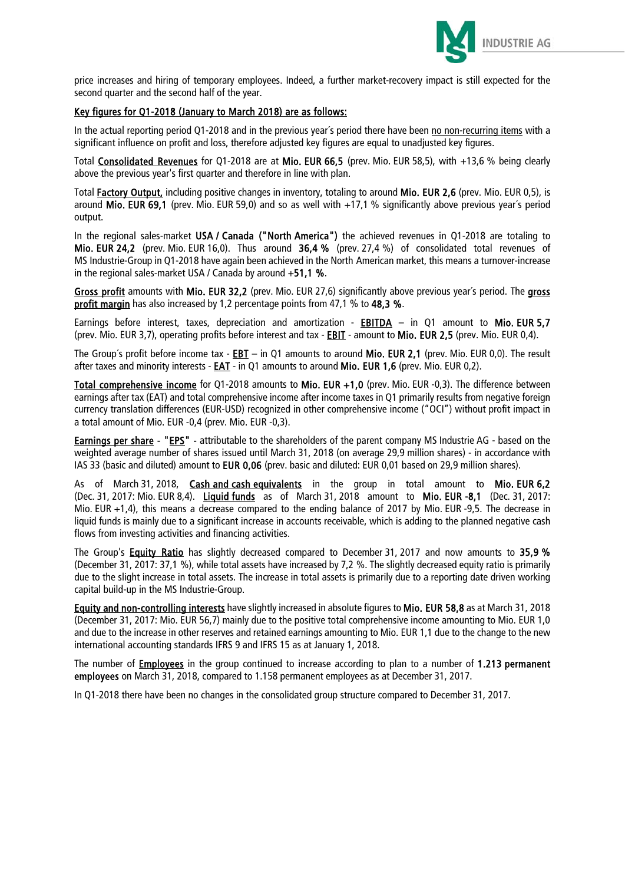price increases and hiring of temporary employees. Indeed, a further market-recovery impact is still expected for the second quarter and the second half of the year.

**Key figures for Q1-2018 (January to March 2018) are as follows:**

In the actual reporting period Q1-2018 and in the previous year´s period there have been no non-recurring items with a significant influence on profit and loss, therefore adjusted key figures are equal to unadjusted key figures.

Total **Consolidated Revenues** for Q1-2018 are at **Mio. EUR 66,5** (prev. Mio. EUR 58,5), with +13,6 % being clearly above the previous year's first quarter and therefore in line with plan.

Total **Factory Output,** including positive changes in inventory, totaling to around **Mio. EUR 2,6** (prev. Mio. EUR 0,5), is around **Mio. EUR 69,1** (prev. Mio. EUR 59,0) and so as well with +17,1 % significantly above previous year´s period output.

In the regional sales-market **USA / Canada ("North America")** the achieved revenues in Q1-2018 are totaling to **Mio. EUR 24,2** (prev. Mio. EUR 16,0). Thus around **36,4 %** (prev. 27,4 %) of consolidated total revenues of MS Industrie-Group in Q1-2018 have again been achieved in the North American market, this means a turnover-increase in the regional sales-market USA / Canada by around +**51,1 %**.

**Gross profit** amounts with **Mio. EUR 32,2** (prev. Mio. EUR 27,6) significantly above previous year´s period. The **gross profit margin** has also increased by 1,2 percentage points from 47,1 % to **48,3 %**.

Earnings before interest, taxes, depreciation and amortization - **EBITDA** – in Q1 amount to **Mio. EUR 5,7** (prev. Mio. EUR 3,7), operating profits before interest and tax - **EBIT** - amount to **Mio. EUR 2,5** (prev. Mio. EUR 0,4).

The Group´s profit before income tax - **EBT** – in Q1 amounts to around **Mio. EUR 2,1** (prev. Mio. EUR 0,0). The result after taxes and minority interests - **EAT** - in Q1 amounts to around **Mio. EUR 1,6** (prev. Mio. EUR 0,2).

**Total comprehensive income** for Q1-2018 amounts to **Mio. EUR +1,0** (prev. Mio. EUR -0,3). The difference between earnings after tax (EAT) and total comprehensive income after income taxes in Q1 primarily results from negative foreign currency translation differences (EUR-USD) recognized in other comprehensive income ("OCI") without profit impact in a total amount of Mio. EUR -0,4 (prev. Mio. EUR -0,3).

**Earnings per share - "EPS"** - attributable to the shareholders of the parent company MS Industrie AG - based on the weighted average number of shares issued until March 31, 2018 (on average 29,9 million shares) - in accordance with IAS 33 (basic and diluted) amount to **EUR 0,06** (prev. basic and diluted: EUR 0,01 based on 29,9 million shares).

As of March 31, 2018, **Cash and cash equivalents** in the group in total amount to **Mio. EUR 6,2** (Dec. 31, 2017: Mio. EUR 8,4). **Liquid funds** as of March 31, 2018 amount to **Mio. EUR -8,1** (Dec. 31, 2017: Mio. EUR +1,4), this means a decrease compared to the ending balance of 2017 by Mio. EUR -9,5. The decrease in liquid funds is mainly due to a significant increase in accounts receivable, which is adding to the planned negative cash flows from investing activities and financing activities.

The Group's **Equity Ratio** has slightly decreased compared to December 31, 2017 and now amounts to **35,9 %** (December 31, 2017: 37,1 %), while total assets have increased by 7,2 %. The slightly decreased equity ratio is primarily due to the slight increase in total assets. The increase in total assets is primarily due to a reporting date driven working capital build-up in the MS Industrie-Group.

**Equity and non-controlling interests** have slightly increased in absolute figures to **Mio. EUR 58,8** as at March 31, 2018 (December 31, 2017: Mio. EUR 56,7) mainly due to the positive total comprehensive income amounting to Mio. EUR 1,0 and due to the increase in other reserves and retained earnings amounting to Mio. EUR 1,1 due to the change to the new international accounting standards IFRS 9 and IFRS 15 as at January 1, 2018.

The number of **Employees** in the group continued to increase according to plan to a number of **1.213 permanent employees** on March 31, 2018, compared to 1.158 permanent employees as at December 31, 2017.

In Q1-2018 there have been no changes in the consolidated group structure compared to December 31, 2017.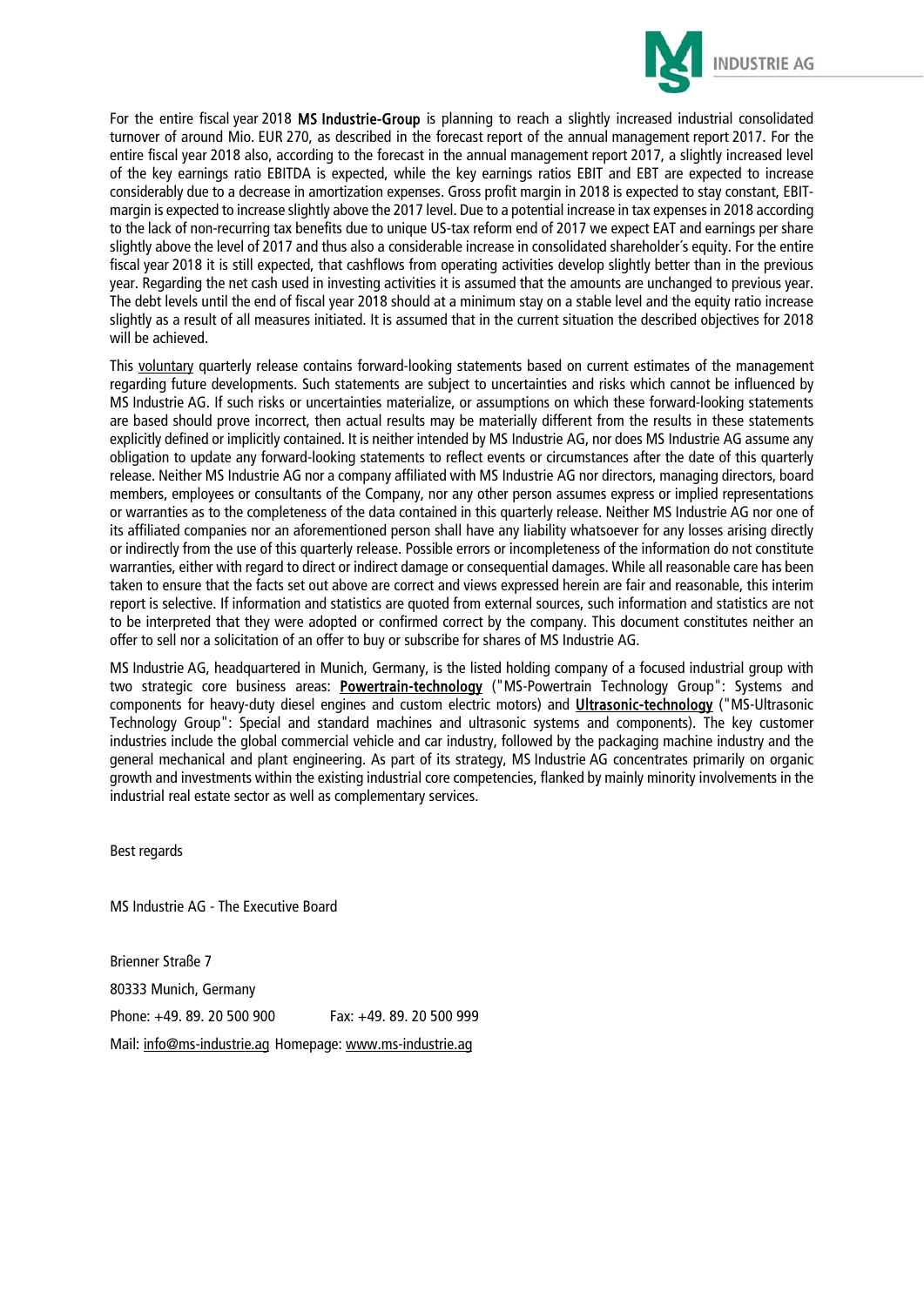For the entire fiscal year 2018 **MS Industrie-Group** is planning to reach a slightly increased industrial consolidated turnover of around Mio. EUR 270, as described in the forecast report of the annual management report 2017. For the entire fiscal year 2018 also, according to the forecast in the annual management report 2017, a slightly increased level of the key earnings ratio EBITDA is expected, while the key earnings ratios EBIT and EBT are expected to increase considerably due to a decrease in amortization expenses. Gross profit margin in 2018 is expected to stay constant, EBIT-margin is expected to increase slightly above the 2017 level. Due to a potential increase in tax expenses in 2018 according to the lack of non-recurring tax benefits due to unique US-tax reform end of 2017 we expect EAT and earnings per share slightly above the level of 2017 and thus also a considerable increase in consolidated shareholder´s equity. For the entire fiscal year 2018 it is still expected, that cashflows from operating activities develop slightly better than in the previous year. Regarding the net cash used in investing activities it is assumed that the amounts are unchanged to previous year. The debt levels until the end of fiscal year 2018 should at a minimum stay on a stable level and the equity ratio increase slightly as a result of all measures initiated. It is assumed that in the current situation the described objectives for 2018 will be achieved.

This voluntary quarterly release contains forward-looking statements based on current estimates of the management regarding future developments. Such statements are subject to uncertainties and risks which cannot be influenced by MS Industrie AG. If such risks or uncertainties materialize, or assumptions on which these forward-looking statements are based should prove incorrect, then actual results may be materially different from the results in these statements explicitly defined or implicitly contained. It is neither intended by MS Industrie AG, nor does MS Industrie AG assume any obligation to update any forward-looking statements to reflect events or circumstances after the date of this quarterly release. Neither MS Industrie AG nor a company affiliated with MS Industrie AG nor directors, managing directors, board members, employees or consultants of the Company, nor any other person assumes express or implied representations or warranties as to the completeness of the data contained in this quarterly release. Neither MS Industrie AG nor one of its affiliated companies nor an aforementioned person shall have any liability whatsoever for any losses arising directly or indirectly from the use of this quarterly release. Possible errors or incompleteness of the information do not constitute warranties, either with regard to direct or indirect damage or consequential damages. While all reasonable care has been taken to ensure that the facts set out above are correct and views expressed herein are fair and reasonable, this interim report is selective. If information and statistics are quoted from external sources, such information and statistics are not to be interpreted that they were adopted or confirmed correct by the company. This document constitutes neither an offer to sell nor a solicitation of an offer to buy or subscribe for shares of MS Industrie AG.

MS Industrie AG, headquartered in Munich, Germany, is the listed holding company of a focused industrial group with two strategic core business areas: **Powertrain-technology** ("MS-Powertrain Technology Group": Systems and components for heavy-duty diesel engines and custom electric motors) and **Ultrasonic-technology** ("MS-Ultrasonic Technology Group": Special and standard machines and ultrasonic systems and components). The key customer industries include the global commercial vehicle and car industry, followed by the packaging machine industry and the general mechanical and plant engineering. As part of its strategy, MS Industrie AG concentrates primarily on organic growth and investments within the existing industrial core competencies, flanked by mainly minority involvements in the industrial real estate sector as well as complementary services.

Best regards

MS Industrie AG - The Executive Board

Brienner Straße 7

80333 Munich, Germany

Phone: +49. 89. 20 500 900 Fax: +49. 89. 20 500 999

Mail: info@ms-industrie.ag Homepage: www.ms-industrie.ag